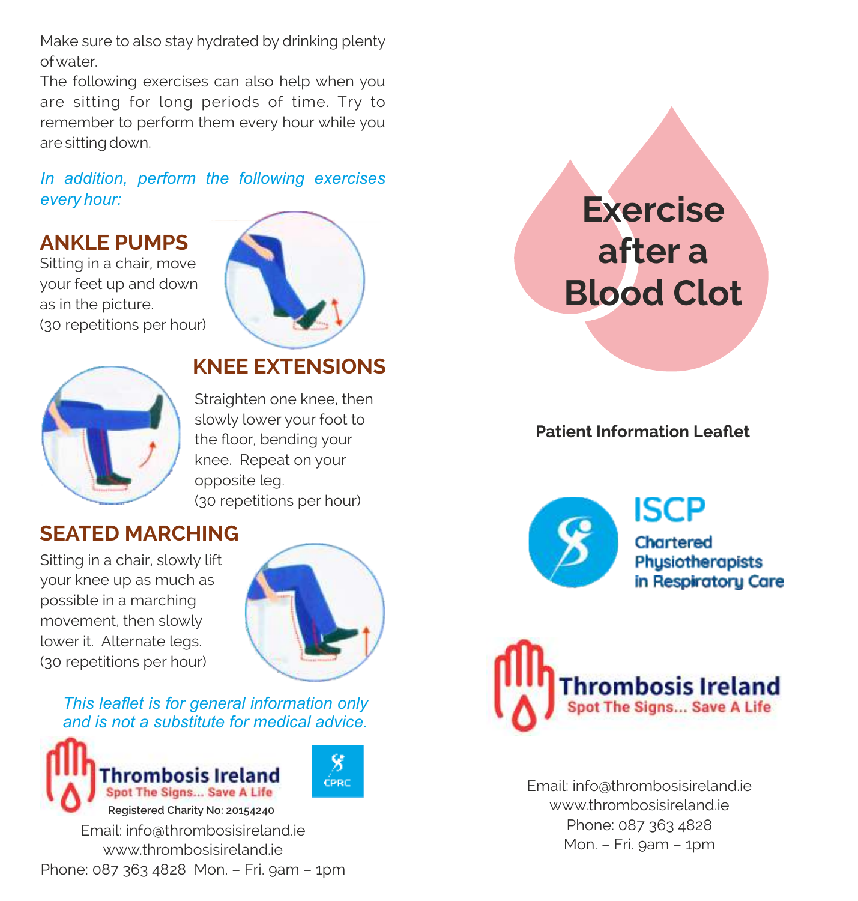Make sure to also stay hydrated by drinking plenty of water.

The following exercises can also help when you are sitting for long periods of time. Try to remember to perform them every hour while you are sitting down.

*In addition, perform the following exercises every hour:*

## ANKLE PUMPS

Sitting in a chair, move your feet up and down as in the picture.
(30 repetitions per hour)

## KNEE EXTENSIONS

Straighten one knee, then slowly lower your foot to the floor, bending your knee. Repeat on your opposite leg.
(30 repetitions per hour)

## SEATED MARCHING

Sitting in a chair, slowly lift your knee up as much as possible in a marching movement, then slowly lower it. Alternate legs.
(30 repetitions per hour)

*This leaflet is for general information only and is not a substitute for medical advice.*

**Thrombosis Ireland**
Spot The Signs... Save A Life
Registered Charity No: 20154240

CPRC

Email: info@thrombosisireland.ie
www.thrombosisireland.ie
Phone: 087 363 4828 Mon. – Fri. 9am – 1pm

# Exercise after a Blood Clot

**Patient Information Leaflet**

**ISCP**
Chartered Physiotherapists in Respiratory Care

**Thrombosis Ireland**
Spot The Signs... Save A Life

Email: info@thrombosisireland.ie
www.thrombosisireland.ie
Phone: 087 363 4828
Mon. – Fri. 9am – 1pm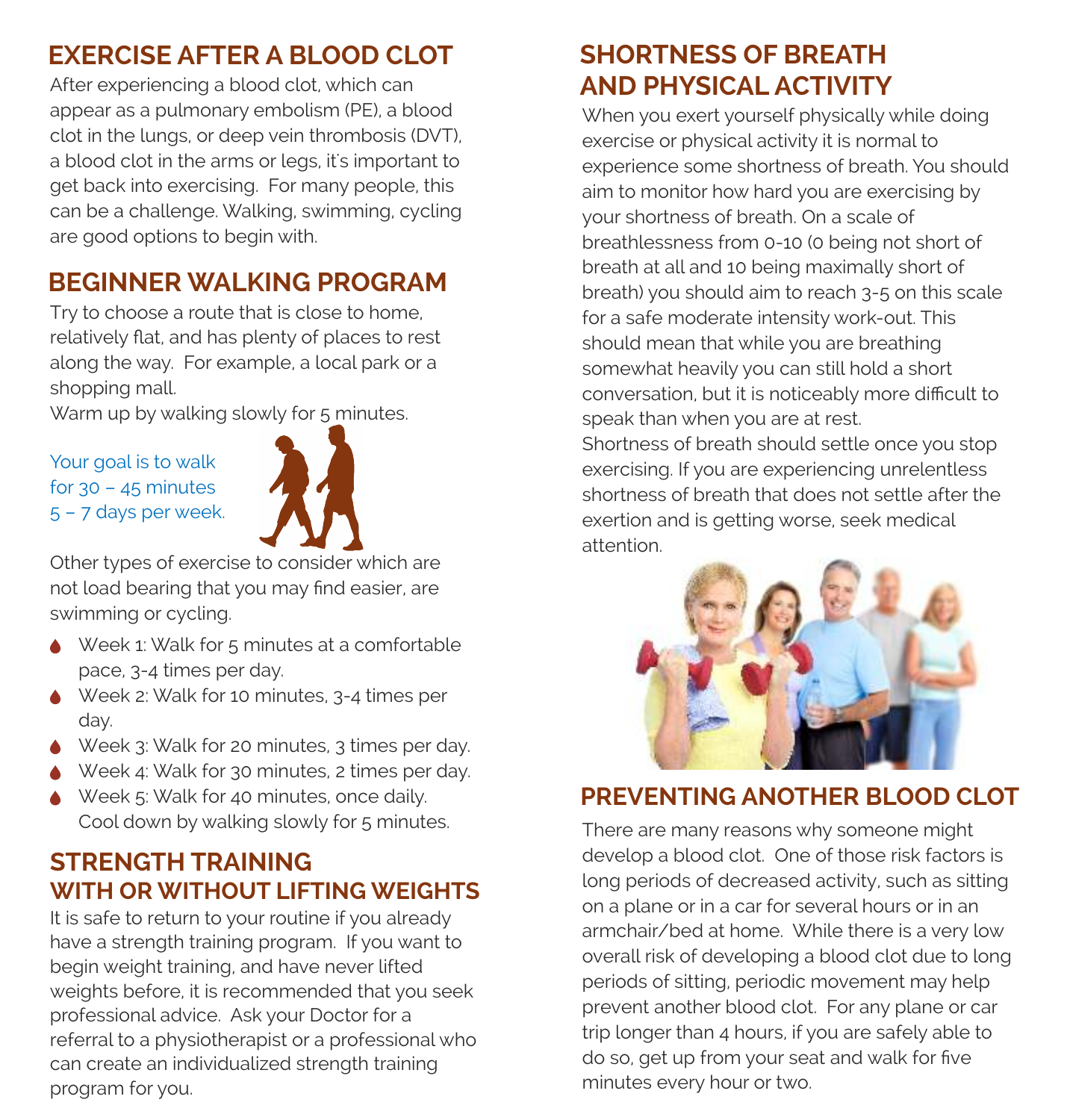## EXERCISE AFTER A BLOOD CLOT

After experiencing a blood clot, which can appear as a pulmonary embolism (PE), a blood clot in the lungs, or deep vein thrombosis (DVT), a blood clot in the arms or legs, it's important to get back into exercising. For many people, this can be a challenge. Walking, swimming, cycling are good options to begin with.

## BEGINNER WALKING PROGRAM

Try to choose a route that is close to home, relatively flat, and has plenty of places to rest along the way. For example, a local park or a shopping mall.

Warm up by walking slowly for 5 minutes.

Your goal is to walk for 30 – 45 minutes 5 – 7 days per week.

Other types of exercise to consider which are not load bearing that you may find easier, are swimming or cycling.

- Week 1: Walk for 5 minutes at a comfortable pace, 3-4 times per day.
- Week 2: Walk for 10 minutes, 3-4 times per day.
- Week 3: Walk for 20 minutes, 3 times per day.
- Week 4: Walk for 30 minutes, 2 times per day.
- Week 5: Walk for 40 minutes, once daily. Cool down by walking slowly for 5 minutes.

## STRENGTH TRAINING WITH OR WITHOUT LIFTING WEIGHTS

It is safe to return to your routine if you already have a strength training program. If you want to begin weight training, and have never lifted weights before, it is recommended that you seek professional advice. Ask your Doctor for a referral to a physiotherapist or a professional who can create an individualized strength training program for you.

## SHORTNESS OF BREATH AND PHYSICAL ACTIVITY

When you exert yourself physically while doing exercise or physical activity it is normal to experience some shortness of breath. You should aim to monitor how hard you are exercising by your shortness of breath. On a scale of breathlessness from 0-10 (0 being not short of breath at all and 10 being maximally short of breath) you should aim to reach 3-5 on this scale for a safe moderate intensity work-out. This should mean that while you are breathing somewhat heavily you can still hold a short conversation, but it is noticeably more difficult to speak than when you are at rest.

Shortness of breath should settle once you stop exercising. If you are experiencing unrelentless shortness of breath that does not settle after the exertion and is getting worse, seek medical attention.

## PREVENTING ANOTHER BLOOD CLOT

There are many reasons why someone might develop a blood clot. One of those risk factors is long periods of decreased activity, such as sitting on a plane or in a car for several hours or in an armchair/bed at home. While there is a very low overall risk of developing a blood clot due to long periods of sitting, periodic movement may help prevent another blood clot. For any plane or car trip longer than 4 hours, if you are safely able to do so, get up from your seat and walk for five minutes every hour or two.